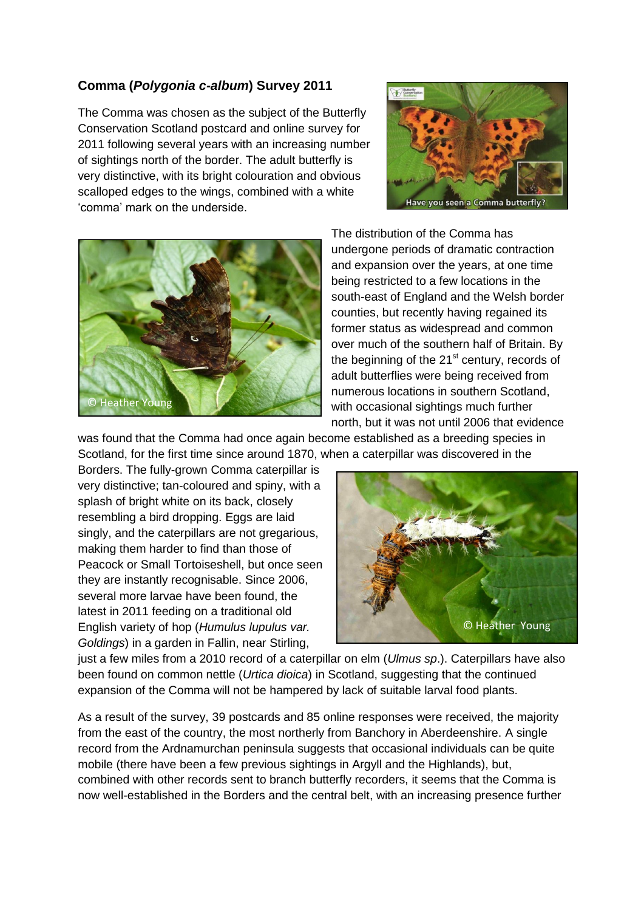## Comma (*Polygonia c-album*) Survey 2011

The Comma was chosen as the subject of the Butterfly Conservation Scotland postcard and online survey for 2011 following several years with an increasing number of sightings north of the border. The adult butterfly is very distinctive, with its bright colouration and obvious scalloped edges to the wings, combined with a white 'comma' mark on the underside.

The distribution of the Comma has undergone periods of dramatic contraction and expansion over the years, at one time being restricted to a few locations in the south-east of England and the Welsh border counties, but recently having regained its former status as widespread and common over much of the southern half of Britain. By the beginning of the 21st century, records of adult butterflies were being received from numerous locations in southern Scotland, with occasional sightings much further north, but it was not until 2006 that evidence was found that the Comma had once again become established as a breeding species in Scotland, for the first time since around 1870, when a caterpillar was discovered in the Borders. The fully-grown Comma caterpillar is very distinctive; tan-coloured and spiny, with a splash of bright white on its back, closely resembling a bird dropping. Eggs are laid singly, and the caterpillars are not gregarious, making them harder to find than those of Peacock or Small Tortoiseshell, but once seen they are instantly recognisable. Since 2006, several more larvae have been found, the latest in 2011 feeding on a traditional old English variety of hop (*Humulus lupulus var. Goldings*) in a garden in Fallin, near Stirling, just a few miles from a 2010 record of a caterpillar on elm (*Ulmus sp*.). Caterpillars have also been found on common nettle (*Urtica dioica*) in Scotland, suggesting that the continued expansion of the Comma will not be hampered by lack of suitable larval food plants.

As a result of the survey, 39 postcards and 85 online responses were received, the majority from the east of the country, the most northerly from Banchory in Aberdeenshire. A single record from the Ardnamurchan peninsula suggests that occasional individuals can be quite mobile (there have been a few previous sightings in Argyll and the Highlands), but, combined with other records sent to branch butterfly recorders, it seems that the Comma is now well-established in the Borders and the central belt, with an increasing presence further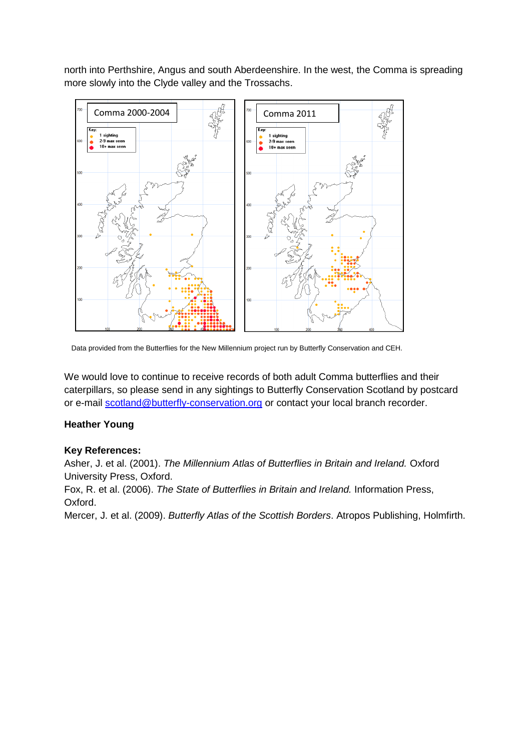north into Perthshire, Angus and south Aberdeenshire. In the west, the Comma is spreading more slowly into the Clyde valley and the Trossachs.

Comma 2000-2004

Key:
1 sighting
2-9 max seen
10+ max seen

700
600
500
400
300
200
100
100
200
300
400

Comma 2011

Key:
1 sighting
2-9 max seen
10+ max seen

700
600
500
400
300
200
100
100
200
300
400

Data provided from the Butterflies for the New Millennium project run by Butterfly Conservation and CEH.

We would love to continue to receive records of both adult Comma butterflies and their caterpillars, so please send in any sightings to Butterfly Conservation Scotland by postcard or e-mail scotland@butterfly-conservation.org or contact your local branch recorder.

**Heather Young**

**Key References:**

Asher, J. et al. (2001). *The Millennium Atlas of Butterflies in Britain and Ireland.* Oxford University Press, Oxford.

Fox, R. et al. (2006). *The State of Butterflies in Britain and Ireland.* Information Press, Oxford.

Mercer, J. et al. (2009). *Butterfly Atlas of the Scottish Borders*. Atropos Publishing, Holmfirth.